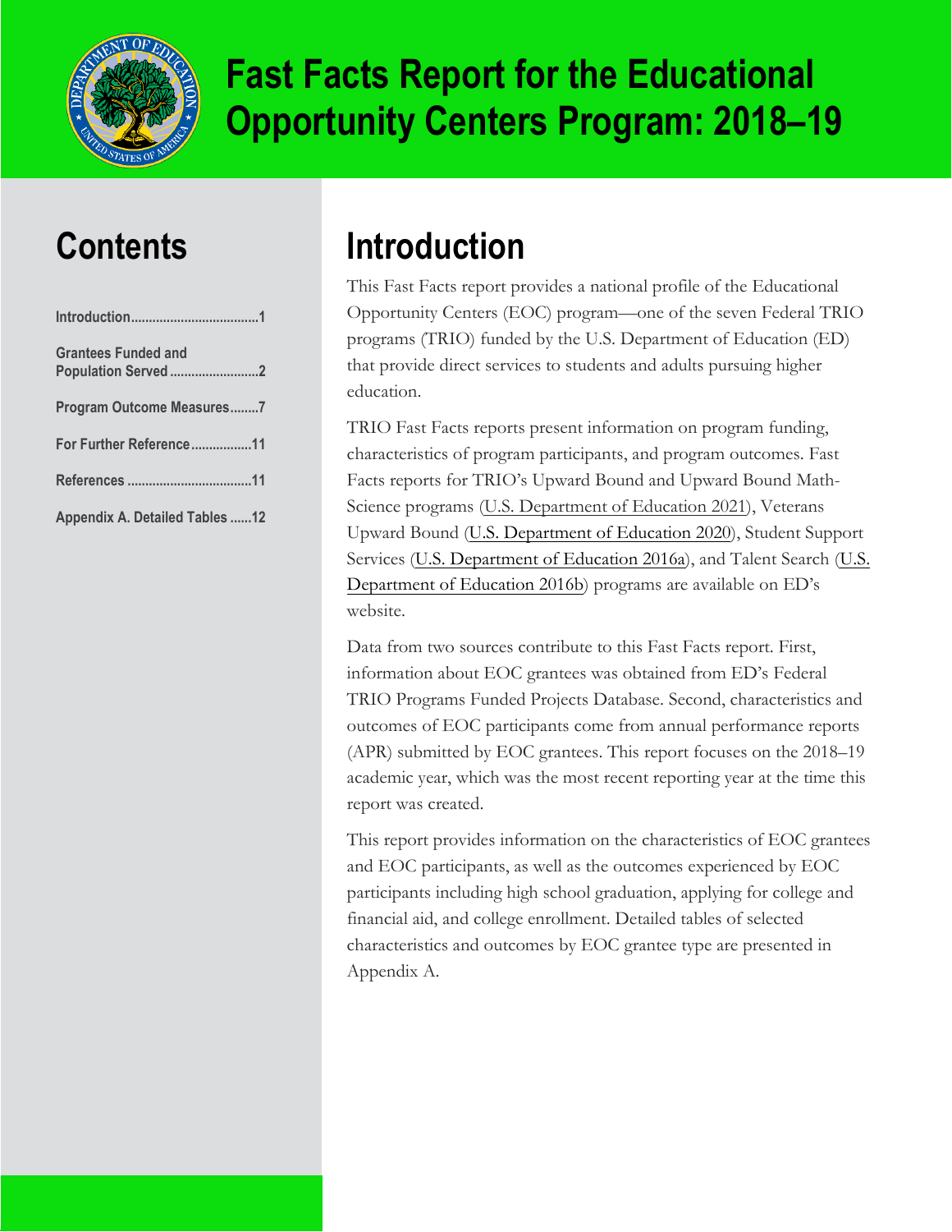# Fast Facts Report for the Educational Opportunity Centers Program: 2018–19

## Contents

| | |
|---|---|
| Introduction | 1 |
| Grantees Funded and Population Served | 2 |
| Program Outcome Measures | 7 |
| For Further Reference | 11 |
| References | 11 |
| Appendix A. Detailed Tables | 12 |

## Introduction

This Fast Facts report provides a national profile of the Educational Opportunity Centers (EOC) program—one of the seven Federal TRIO programs (TRIO) funded by the U.S. Department of Education (ED) that provide direct services to students and adults pursuing higher education.

TRIO Fast Facts reports present information on program funding, characteristics of program participants, and program outcomes. Fast Facts reports for TRIO's Upward Bound and Upward Bound Math-Science programs (U.S. Department of Education 2021), Veterans Upward Bound (U.S. Department of Education 2020), Student Support Services (U.S. Department of Education 2016a), and Talent Search (U.S. Department of Education 2016b) programs are available on ED's website.

Data from two sources contribute to this Fast Facts report. First, information about EOC grantees was obtained from ED's Federal TRIO Programs Funded Projects Database. Second, characteristics and outcomes of EOC participants come from annual performance reports (APR) submitted by EOC grantees. This report focuses on the 2018–19 academic year, which was the most recent reporting year at the time this report was created.

This report provides information on the characteristics of EOC grantees and EOC participants, as well as the outcomes experienced by EOC participants including high school graduation, applying for college and financial aid, and college enrollment. Detailed tables of selected characteristics and outcomes by EOC grantee type are presented in Appendix A.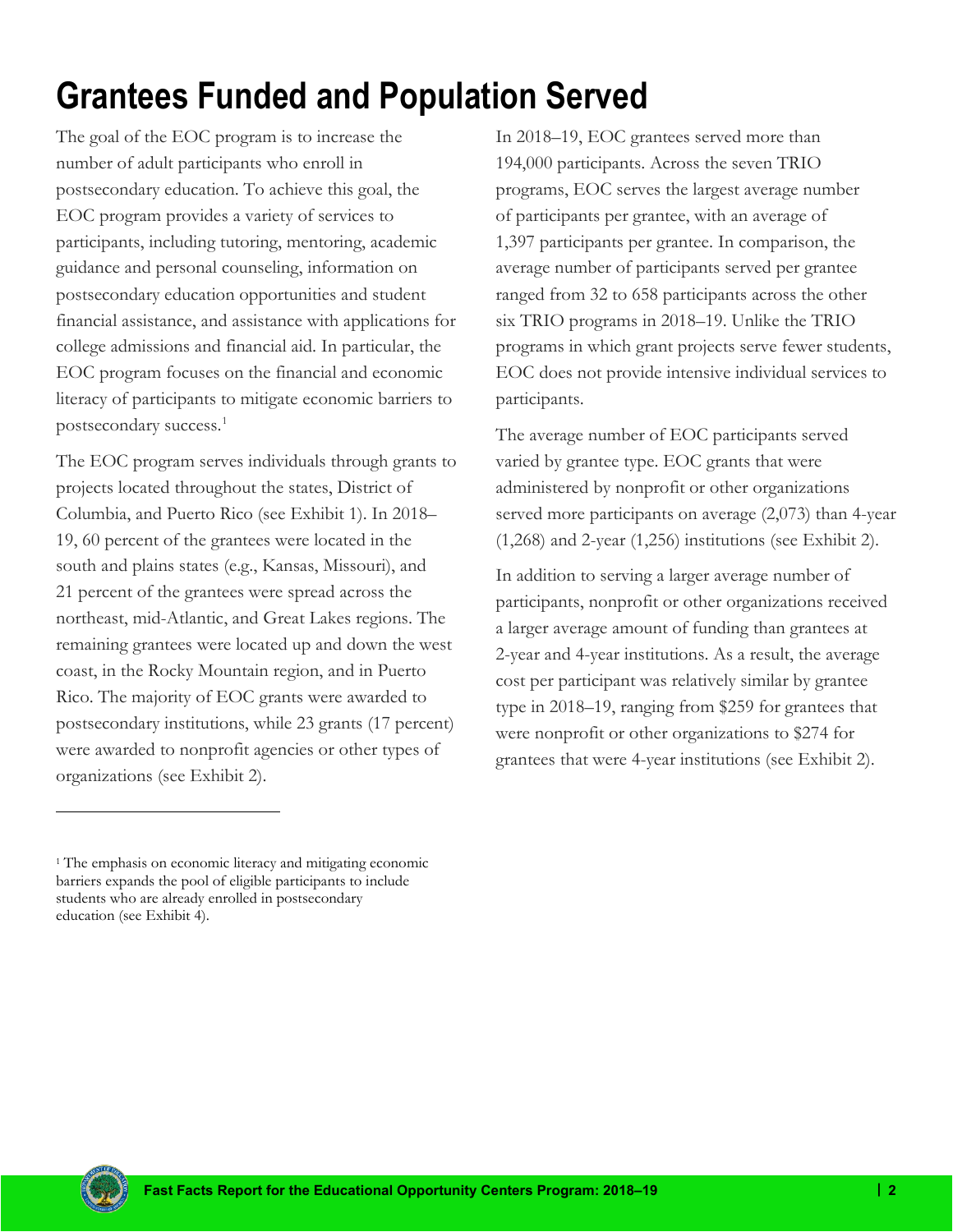# Grantees Funded and Population Served

The goal of the EOC program is to increase the number of adult participants who enroll in postsecondary education. To achieve this goal, the EOC program provides a variety of services to participants, including tutoring, mentoring, academic guidance and personal counseling, information on postsecondary education opportunities and student financial assistance, and assistance with applications for college admissions and financial aid. In particular, the EOC program focuses on the financial and economic literacy of participants to mitigate economic barriers to postsecondary success.[1]

The EOC program serves individuals through grants to projects located throughout the states, District of Columbia, and Puerto Rico (see Exhibit 1). In 2018–19, 60 percent of the grantees were located in the south and plains states (e.g., Kansas, Missouri), and 21 percent of the grantees were spread across the northeast, mid-Atlantic, and Great Lakes regions. The remaining grantees were located up and down the west coast, in the Rocky Mountain region, and in Puerto Rico. The majority of EOC grants were awarded to postsecondary institutions, while 23 grants (17 percent) were awarded to nonprofit agencies or other types of organizations (see Exhibit 2).

In 2018–19, EOC grantees served more than 194,000 participants. Across the seven TRIO programs, EOC serves the largest average number of participants per grantee, with an average of 1,397 participants per grantee. In comparison, the average number of participants served per grantee ranged from 32 to 658 participants across the other six TRIO programs in 2018–19. Unlike the TRIO programs in which grant projects serve fewer students, EOC does not provide intensive individual services to participants.

The average number of EOC participants served varied by grantee type. EOC grants that were administered by nonprofit or other organizations served more participants on average (2,073) than 4-year (1,268) and 2-year (1,256) institutions (see Exhibit 2).

In addition to serving a larger average number of participants, nonprofit or other organizations received a larger average amount of funding than grantees at 2-year and 4-year institutions. As a result, the average cost per participant was relatively similar by grantee type in 2018–19, ranging from $259 for grantees that were nonprofit or other organizations to $274 for grantees that were 4-year institutions (see Exhibit 2).

---

[1] The emphasis on economic literacy and mitigating economic barriers expands the pool of eligible participants to include students who are already enrolled in postsecondary education (see Exhibit 4).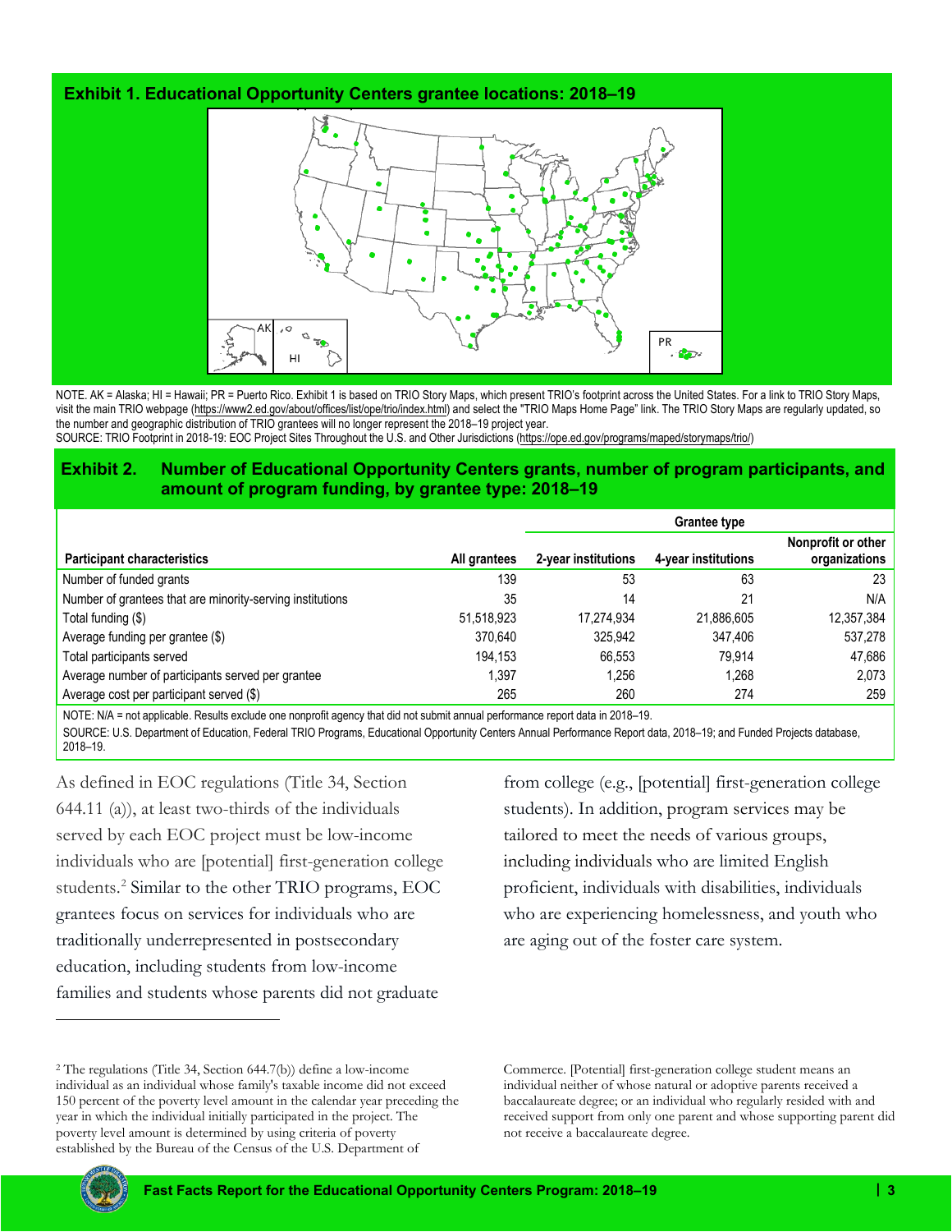**Exhibit 1. Educational Opportunity Centers grantee locations: 2018–19**

NOTE. AK = Alaska; HI = Hawaii; PR = Puerto Rico. Exhibit 1 is based on TRIO Story Maps, which present TRIO's footprint across the United States. For a link to TRIO Story Maps, visit the main TRIO webpage (https://www2.ed.gov/about/offices/list/ope/trio/index.html) and select the "TRIO Maps Home Page" link. The TRIO Story Maps are regularly updated, so the number and geographic distribution of TRIO grantees will no longer represent the 2018–19 project year.

SOURCE: TRIO Footprint in 2018-19: EOC Project Sites Throughout the U.S. and Other Jurisdictions (https://ope.ed.gov/programs/maped/storymaps/trio/)

**Exhibit 2. Number of Educational Opportunity Centers grants, number of program participants, and amount of program funding, by grantee type: 2018–19**

| | | Grantee type | | |
|---|---|---|---|---|
| **Participant characteristics** | **All grantees** | **2-year institutions** | **4-year institutions** | **Nonprofit or other organizations** |
| Number of funded grants | 139 | 53 | 63 | 23 |
| Number of grantees that are minority-serving institutions | 35 | 14 | 21 | N/A |
| Total funding ($) | 51,518,923 | 17,274,934 | 21,886,605 | 12,357,384 |
| Average funding per grantee ($) | 370,640 | 325,942 | 347,406 | 537,278 |
| Total participants served | 194,153 | 66,553 | 79,914 | 47,686 |
| Average number of participants served per grantee | 1,397 | 1,256 | 1,268 | 2,073 |
| Average cost per participant served ($) | 265 | 260 | 274 | 259 |

NOTE: N/A = not applicable. Results exclude one nonprofit agency that did not submit annual performance report data in 2018–19.

SOURCE: U.S. Department of Education, Federal TRIO Programs, Educational Opportunity Centers Annual Performance Report data, 2018–19; and Funded Projects database, 2018–19.

As defined in EOC regulations (Title 34, Section 644.11 (a)), at least two-thirds of the individuals served by each EOC project must be low-income individuals who are [potential] first-generation college students.[2] Similar to the other TRIO programs, EOC grantees focus on services for individuals who are traditionally underrepresented in postsecondary education, including students from low-income families and students whose parents did not graduate from college (e.g., [potential] first-generation college students). In addition, program services may be tailored to meet the needs of various groups, including individuals who are limited English proficient, individuals with disabilities, individuals who are experiencing homelessness, and youth who are aging out of the foster care system.

---

[2] The regulations (Title 34, Section 644.7(b)) define a low-income individual as an individual whose family's taxable income did not exceed 150 percent of the poverty level amount in the calendar year preceding the year in which the individual initially participated in the project. The poverty level amount is determined by using criteria of poverty established by the Bureau of the Census of the U.S. Department of Commerce. [Potential] first-generation college student means an individual neither of whose natural or adoptive parents received a baccalaureate degree; or an individual who regularly resided with and received support from only one parent and whose supporting parent did not receive a baccalaureate degree.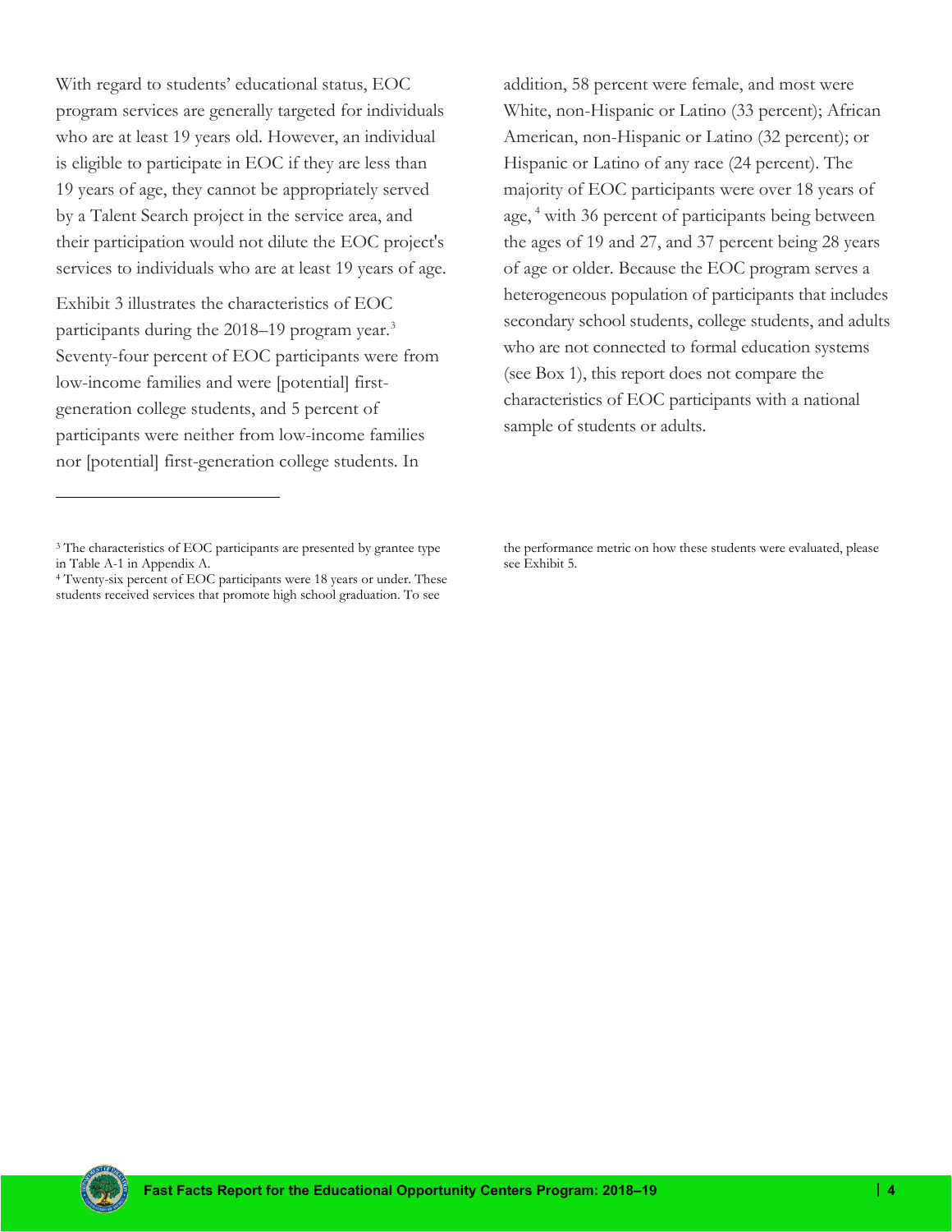With regard to students' educational status, EOC program services are generally targeted for individuals who are at least 19 years old. However, an individual is eligible to participate in EOC if they are less than 19 years of age, they cannot be appropriately served by a Talent Search project in the service area, and their participation would not dilute the EOC project's services to individuals who are at least 19 years of age.

Exhibit 3 illustrates the characteristics of EOC participants during the 2018–19 program year.[3] Seventy-four percent of EOC participants were from low-income families and were [potential] first-generation college students, and 5 percent of participants were neither from low-income families nor [potential] first-generation college students. In addition, 58 percent were female, and most were White, non-Hispanic or Latino (33 percent); African American, non-Hispanic or Latino (32 percent); or Hispanic or Latino of any race (24 percent). The majority of EOC participants were over 18 years of age,[4] with 36 percent of participants being between the ages of 19 and 27, and 37 percent being 28 years of age or older. Because the EOC program serves a heterogeneous population of participants that includes secondary school students, college students, and adults who are not connected to formal education systems (see Box 1), this report does not compare the characteristics of EOC participants with a national sample of students or adults.

---

[3] The characteristics of EOC participants are presented by grantee type in Table A-1 in Appendix A.

[4] Twenty-six percent of EOC participants were 18 years or under. These students received services that promote high school graduation. To see the performance metric on how these students were evaluated, please see Exhibit 5.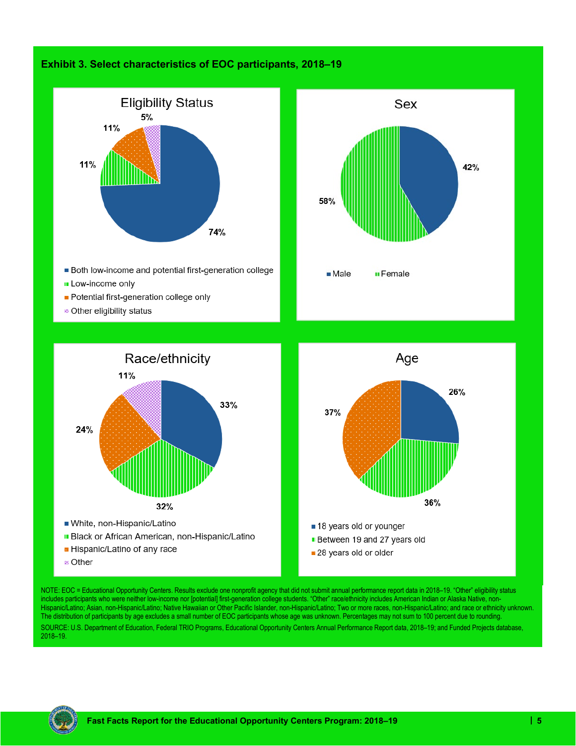**Exhibit 3. Select characteristics of EOC participants, 2018–19**

### Eligibility Status

| Category | Percent |
| --- | --- |
| Both low-income and potential first-generation college | 74% |
| Low-income only | 11% |
| Potential first-generation college only | 11% |
| Other eligibility status | 5% |

### Sex

| Category | Percent |
| --- | --- |
| Male | 42% |
| Female | 58% |

### Race/ethnicity

| Category | Percent |
| --- | --- |
| White, non-Hispanic/Latino | 33% |
| Black or African American, non-Hispanic/Latino | 32% |
| Hispanic/Latino of any race | 24% |
| Other | 11% |

### Age

| Category | Percent |
| --- | --- |
| 18 years old or younger | 26% |
| Between 19 and 27 years old | 36% |
| 28 years old or older | 37% |

NOTE: EOC = Educational Opportunity Centers. Results exclude one nonprofit agency that did not submit annual performance report data in 2018–19. "Other" eligibility status includes participants who were neither low-income nor [potential] first-generation college students. "Other" race/ethnicity includes American Indian or Alaska Native, non-Hispanic/Latino; Asian, non-Hispanic/Latino; Native Hawaiian or Other Pacific Islander, non-Hispanic/Latino; Two or more races, non-Hispanic/Latino; and race or ethnicity unknown. The distribution of participants by age excludes a small number of EOC participants whose age was unknown. Percentages may not sum to 100 percent due to rounding.

SOURCE: U.S. Department of Education, Federal TRIO Programs, Educational Opportunity Centers Annual Performance Report data, 2018–19; and Funded Projects database, 2018–19.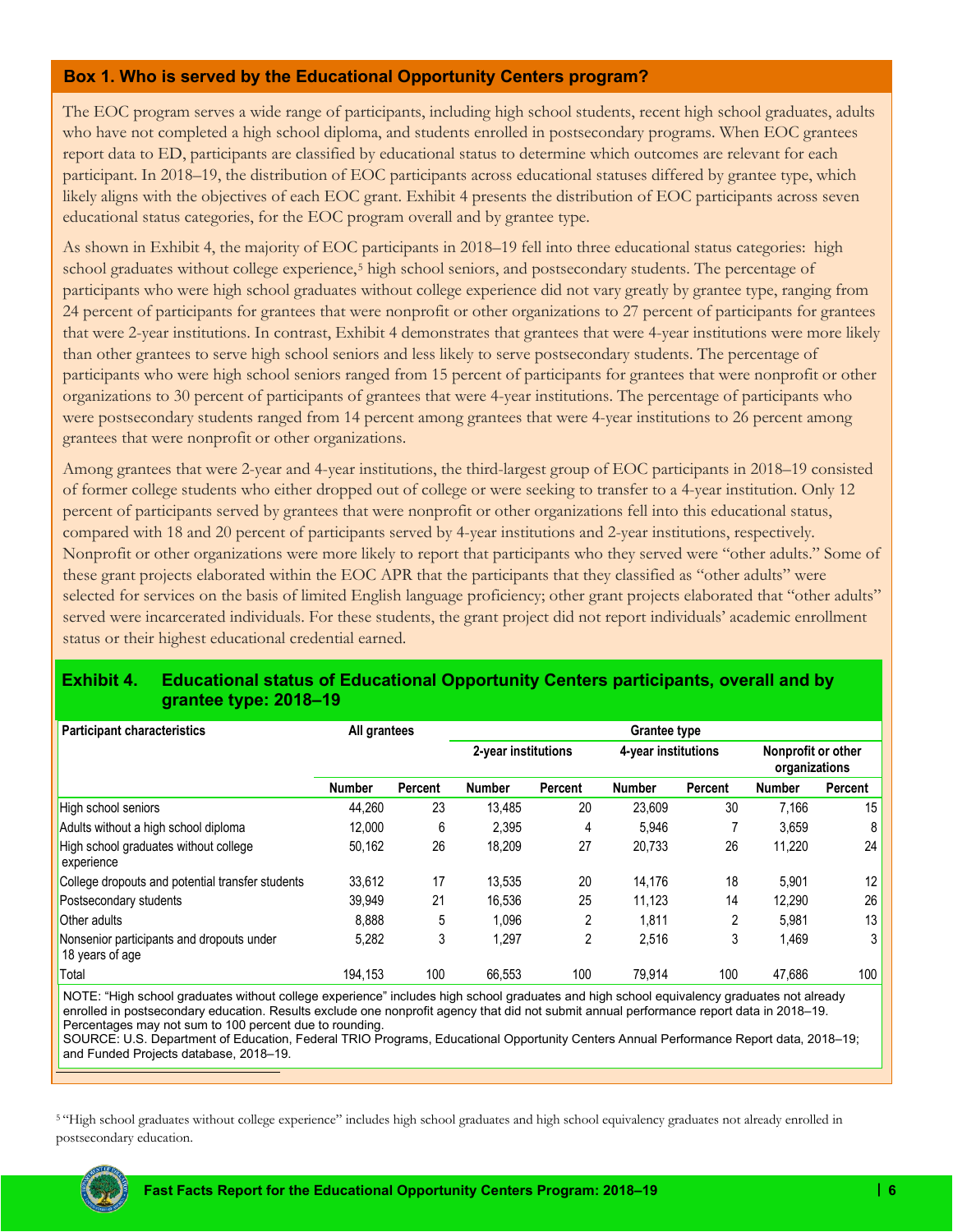## Box 1. Who is served by the Educational Opportunity Centers program?

The EOC program serves a wide range of participants, including high school students, recent high school graduates, adults who have not completed a high school diploma, and students enrolled in postsecondary programs. When EOC grantees report data to ED, participants are classified by educational status to determine which outcomes are relevant for each participant. In 2018–19, the distribution of EOC participants across educational statuses differed by grantee type, which likely aligns with the objectives of each EOC grant. Exhibit 4 presents the distribution of EOC participants across seven educational status categories, for the EOC program overall and by grantee type.

As shown in Exhibit 4, the majority of EOC participants in 2018–19 fell into three educational status categories: high school graduates without college experience,[5] high school seniors, and postsecondary students. The percentage of participants who were high school graduates without college experience did not vary greatly by grantee type, ranging from 24 percent of participants for grantees that were nonprofit or other organizations to 27 percent of participants for grantees that were 2-year institutions. In contrast, Exhibit 4 demonstrates that grantees that were 4-year institutions were more likely than other grantees to serve high school seniors and less likely to serve postsecondary students. The percentage of participants who were high school seniors ranged from 15 percent of participants for grantees that were nonprofit or other organizations to 30 percent of participants of grantees that were 4-year institutions. The percentage of participants who were postsecondary students ranged from 14 percent among grantees that were 4-year institutions to 26 percent among grantees that were nonprofit or other organizations.

Among grantees that were 2-year and 4-year institutions, the third-largest group of EOC participants in 2018–19 consisted of former college students who either dropped out of college or were seeking to transfer to a 4-year institution. Only 12 percent of participants served by grantees that were nonprofit or other organizations fell into this educational status, compared with 18 and 20 percent of participants served by 4-year institutions and 2-year institutions, respectively. Nonprofit or other organizations were more likely to report that participants who they served were "other adults." Some of these grant projects elaborated within the EOC APR that the participants that they classified as "other adults" were selected for services on the basis of limited English language proficiency; other grant projects elaborated that "other adults" served were incarcerated individuals. For these students, the grant project did not report individuals' academic enrollment status or their highest educational credential earned.

### Exhibit 4. Educational status of Educational Opportunity Centers participants, overall and by grantee type: 2018–19

| Participant characteristics | All grantees | | Grantee type: 2-year institutions | | Grantee type: 4-year institutions | | Grantee type: Nonprofit or other organizations | |
|---|---|---|---|---|---|---|---|---|
| | Number | Percent | Number | Percent | Number | Percent | Number | Percent |
| High school seniors | 44,260 | 23 | 13,485 | 20 | 23,609 | 30 | 7,166 | 15 |
| Adults without a high school diploma | 12,000 | 6 | 2,395 | 4 | 5,946 | 7 | 3,659 | 8 |
| High school graduates without college experience | 50,162 | 26 | 18,209 | 27 | 20,733 | 26 | 11,220 | 24 |
| College dropouts and potential transfer students | 33,612 | 17 | 13,535 | 20 | 14,176 | 18 | 5,901 | 12 |
| Postsecondary students | 39,949 | 21 | 16,536 | 25 | 11,123 | 14 | 12,290 | 26 |
| Other adults | 8,888 | 5 | 1,096 | 2 | 1,811 | 2 | 5,981 | 13 |
| Nonsenior participants and dropouts under 18 years of age | 5,282 | 3 | 1,297 | 2 | 2,516 | 3 | 1,469 | 3 |
| Total | 194,153 | 100 | 66,553 | 100 | 79,914 | 100 | 47,686 | 100 |

NOTE: "High school graduates without college experience" includes high school graduates and high school equivalency graduates not already enrolled in postsecondary education. Results exclude one nonprofit agency that did not submit annual performance report data in 2018–19. Percentages may not sum to 100 percent due to rounding.
SOURCE: U.S. Department of Education, Federal TRIO Programs, Educational Opportunity Centers Annual Performance Report data, 2018–19; and Funded Projects database, 2018–19.

[5] "High school graduates without college experience" includes high school graduates and high school equivalency graduates not already enrolled in postsecondary education.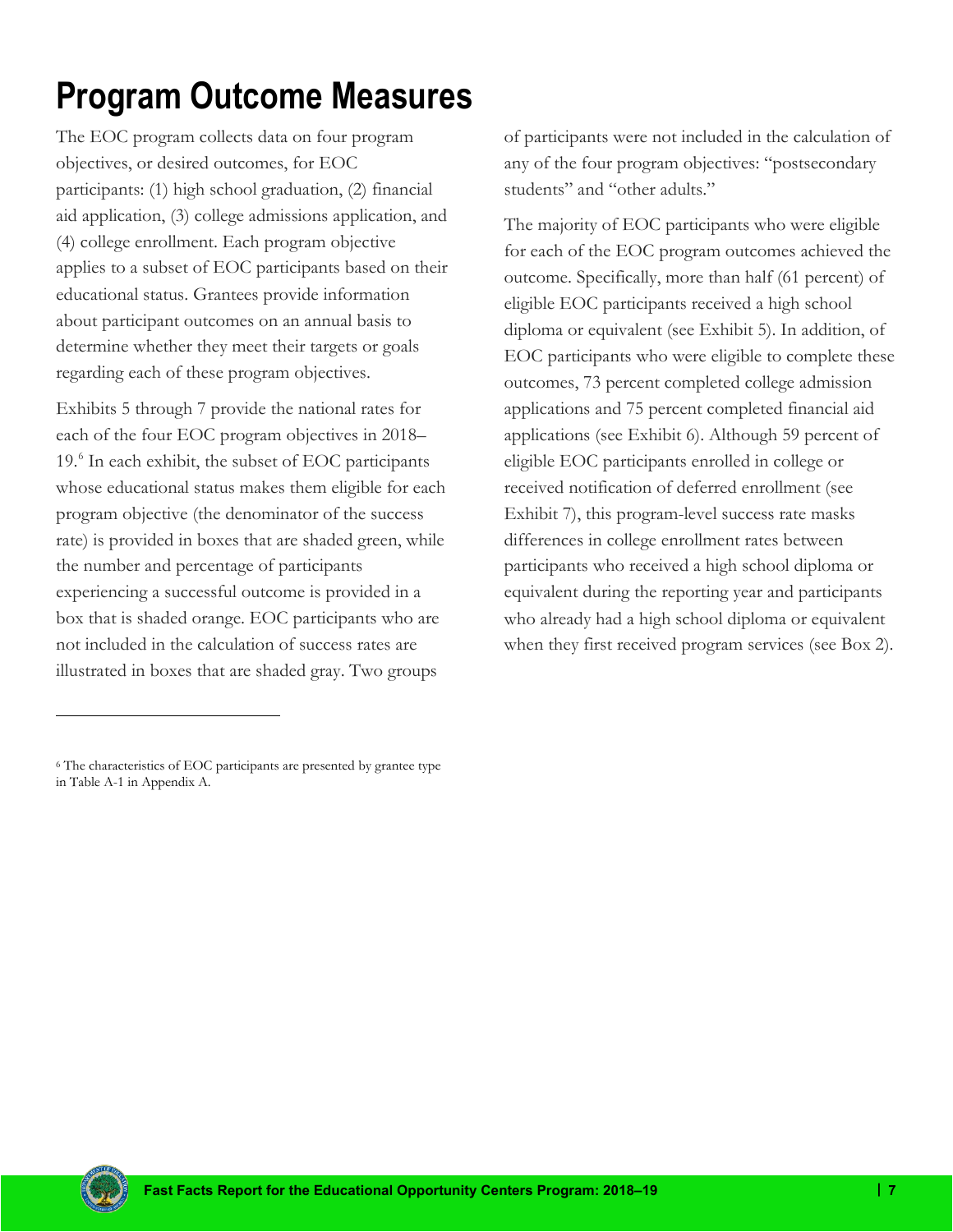# Program Outcome Measures

The EOC program collects data on four program objectives, or desired outcomes, for EOC participants: (1) high school graduation, (2) financial aid application, (3) college admissions application, and (4) college enrollment. Each program objective applies to a subset of EOC participants based on their educational status. Grantees provide information about participant outcomes on an annual basis to determine whether they meet their targets or goals regarding each of these program objectives.

Exhibits 5 through 7 provide the national rates for each of the four EOC program objectives in 2018–19.[6] In each exhibit, the subset of EOC participants whose educational status makes them eligible for each program objective (the denominator of the success rate) is provided in boxes that are shaded green, while the number and percentage of participants experiencing a successful outcome is provided in a box that is shaded orange. EOC participants who are not included in the calculation of success rates are illustrated in boxes that are shaded gray. Two groups of participants were not included in the calculation of any of the four program objectives: "postsecondary students" and "other adults."

The majority of EOC participants who were eligible for each of the EOC program outcomes achieved the outcome. Specifically, more than half (61 percent) of eligible EOC participants received a high school diploma or equivalent (see Exhibit 5). In addition, of EOC participants who were eligible to complete these outcomes, 73 percent completed college admission applications and 75 percent completed financial aid applications (see Exhibit 6). Although 59 percent of eligible EOC participants enrolled in college or received notification of deferred enrollment (see Exhibit 7), this program-level success rate masks differences in college enrollment rates between participants who received a high school diploma or equivalent during the reporting year and participants who already had a high school diploma or equivalent when they first received program services (see Box 2).

[6] The characteristics of EOC participants are presented by grantee type in Table A-1 in Appendix A.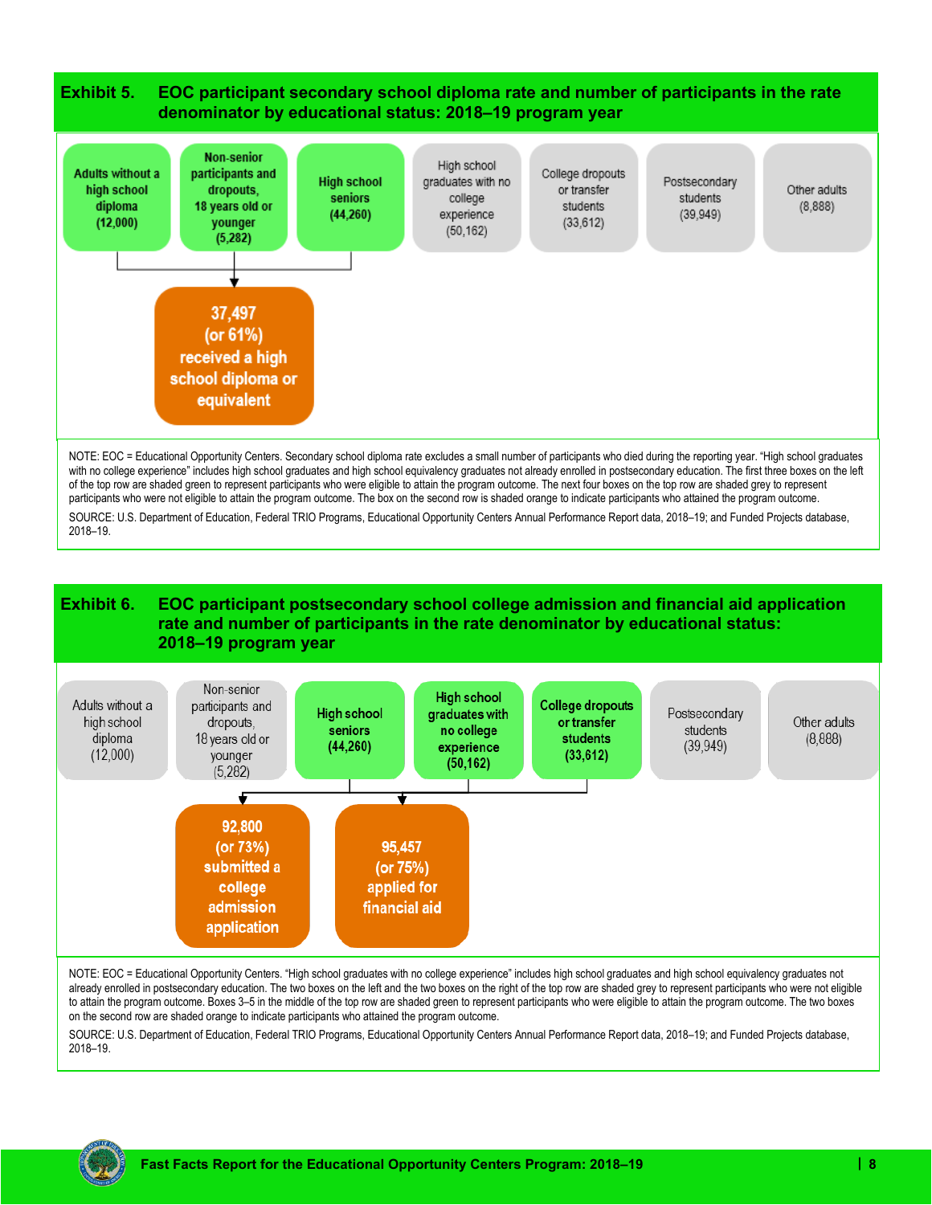**Exhibit 5. EOC participant secondary school diploma rate and number of participants in the rate denominator by educational status: 2018–19 program year**

- Adults without a high school diploma (12,000)
- Non-senior participants and dropouts, 18 years old or younger (5,282)
- High school seniors (44,260)
- High school graduates with no college experience (50,162)
- College dropouts or transfer students (33,612)
- Postsecondary students (39,949)
- Other adults (8,888)

37,497 (or 61%) received a high school diploma or equivalent

NOTE: EOC = Educational Opportunity Centers. Secondary school diploma rate excludes a small number of participants who died during the reporting year. "High school graduates with no college experience" includes high school graduates and high school equivalency graduates not already enrolled in postsecondary education. The first three boxes on the left of the top row are shaded green to represent participants who were eligible to attain the program outcome. The next four boxes on the top row are shaded grey to represent participants who were not eligible to attain the program outcome. The box on the second row is shaded orange to indicate participants who attained the program outcome.

SOURCE: U.S. Department of Education, Federal TRIO Programs, Educational Opportunity Centers Annual Performance Report data, 2018–19; and Funded Projects database, 2018–19.

**Exhibit 6. EOC participant postsecondary school college admission and financial aid application rate and number of participants in the rate denominator by educational status: 2018–19 program year**

- Adults without a high school diploma (12,000)
- Non-senior participants and dropouts, 18 years old or younger (5,282)
- High school seniors (44,260)
- High school graduates with no college experience (50,162)
- College dropouts or transfer students (33,612)
- Postsecondary students (39,949)
- Other adults (8,888)

92,800 (or 73%) submitted a college admission application

95,457 (or 75%) applied for financial aid

NOTE: EOC = Educational Opportunity Centers. "High school graduates with no college experience" includes high school graduates and high school equivalency graduates not already enrolled in postsecondary education. The two boxes on the left and the two boxes on the right of the top row are shaded grey to represent participants who were not eligible to attain the program outcome. Boxes 3–5 in the middle of the top row are shaded green to represent participants who were eligible to attain the program outcome. The two boxes on the second row are shaded orange to indicate participants who attained the program outcome.

SOURCE: U.S. Department of Education, Federal TRIO Programs, Educational Opportunity Centers Annual Performance Report data, 2018–19; and Funded Projects database, 2018–19.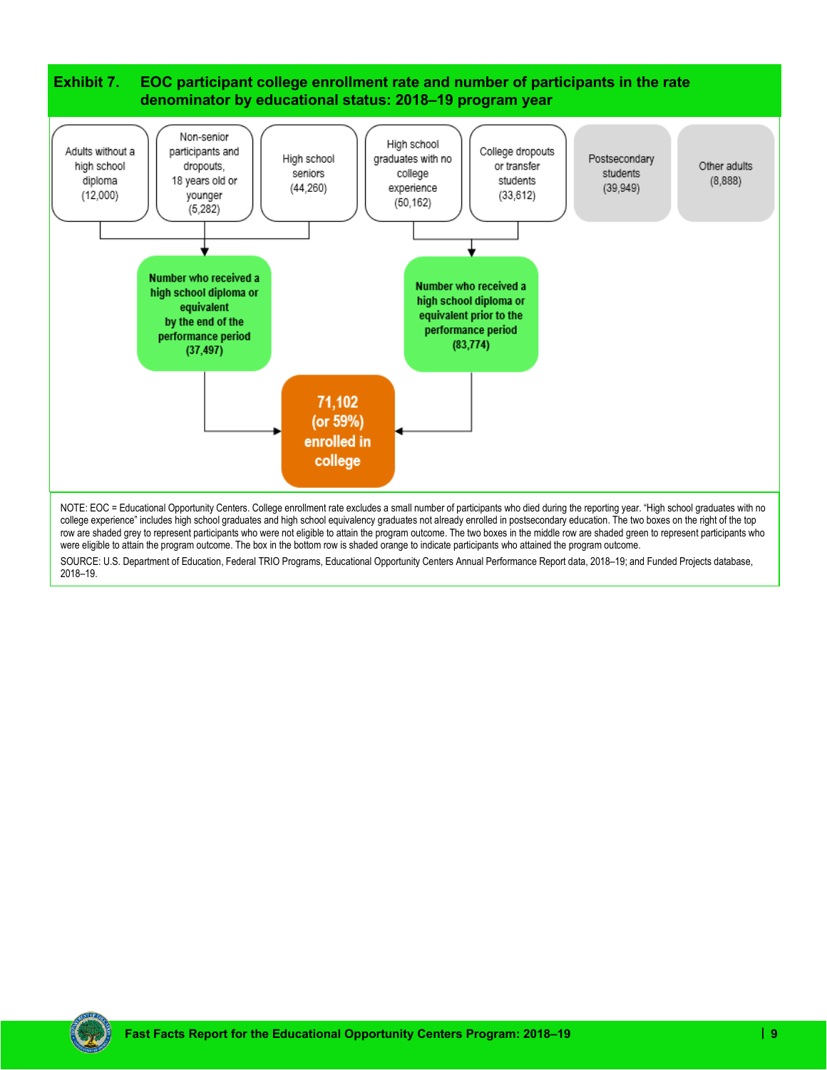**Exhibit 7. EOC participant college enrollment rate and number of participants in the rate denominator by educational status: 2018–19 program year**

Adults without a high school diploma (12,000)

Non-senior participants and dropouts, 18 years old or younger (5,282)

High school seniors (44,260)

High school graduates with no college experience (50,162)

College dropouts or transfer students (33,612)

Postsecondary students (39,949)

Other adults (8,888)

Number who received a high school diploma or equivalent by the end of the performance period (37,497)

Number who received a high school diploma or equivalent prior to the performance period (83,774)

71,102 (or 59%) enrolled in college

NOTE: EOC = Educational Opportunity Centers. College enrollment rate excludes a small number of participants who died during the reporting year. "High school graduates with no college experience" includes high school graduates and high school equivalency graduates not already enrolled in postsecondary education. The two boxes on the right of the top row are shaded grey to represent participants who were not eligible to attain the program outcome. The two boxes in the middle row are shaded green to represent participants who were eligible to attain the program outcome. The box in the bottom row is shaded orange to indicate participants who attained the program outcome.

SOURCE: U.S. Department of Education, Federal TRIO Programs, Educational Opportunity Centers Annual Performance Report data, 2018–19; and Funded Projects database, 2018–19.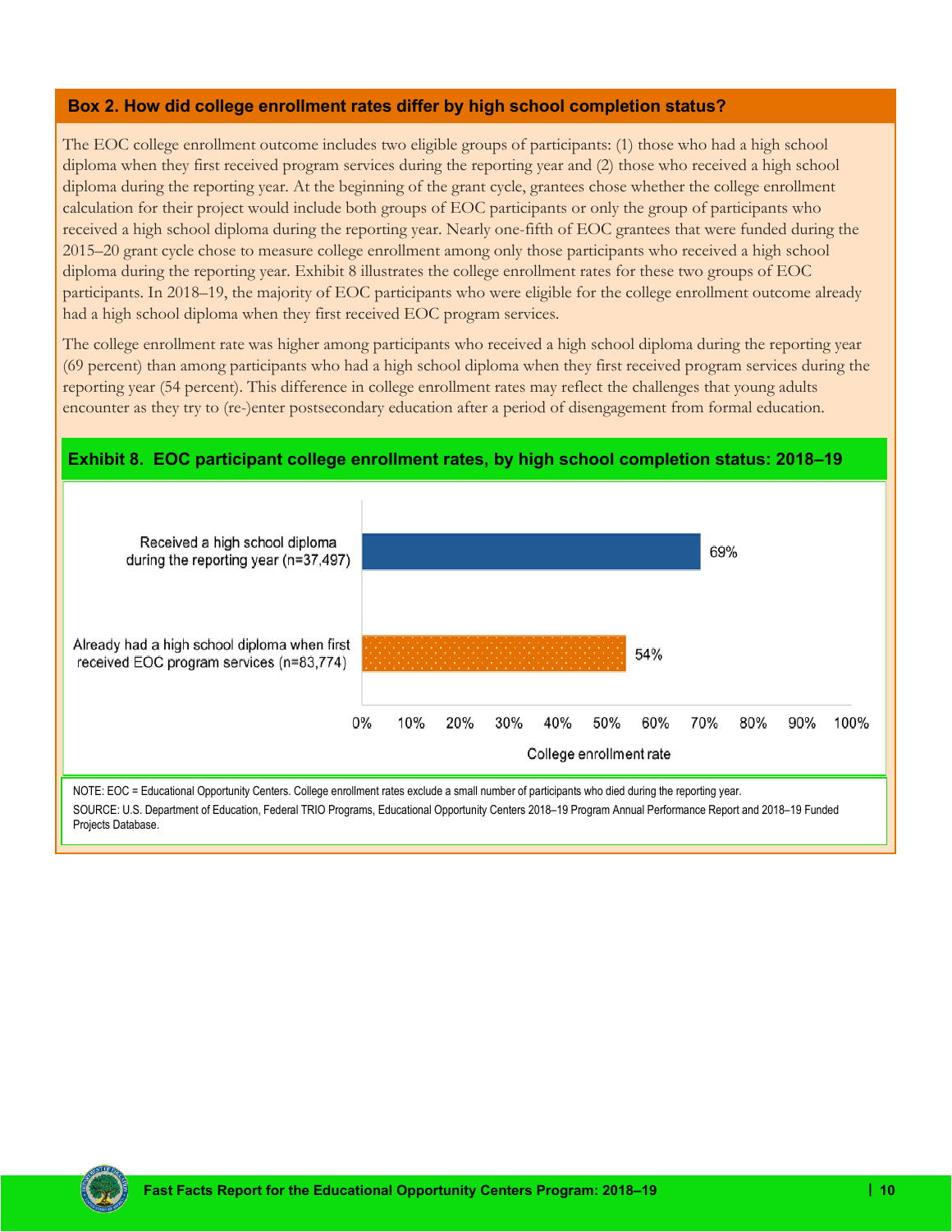### Box 2. How did college enrollment rates differ by high school completion status?

The EOC college enrollment outcome includes two eligible groups of participants: (1) those who had a high school diploma when they first received program services during the reporting year and (2) those who received a high school diploma during the reporting year. At the beginning of the grant cycle, grantees chose whether the college enrollment calculation for their project would include both groups of EOC participants or only the group of participants who received a high school diploma during the reporting year. Nearly one-fifth of EOC grantees that were funded during the 2015–20 grant cycle chose to measure college enrollment among only those participants who received a high school diploma during the reporting year. Exhibit 8 illustrates the college enrollment rates for these two groups of EOC participants. In 2018–19, the majority of EOC participants who were eligible for the college enrollment outcome already had a high school diploma when they first received EOC program services.

The college enrollment rate was higher among participants who received a high school diploma during the reporting year (69 percent) than among participants who had a high school diploma when they first received program services during the reporting year (54 percent). This difference in college enrollment rates may reflect the challenges that young adults encounter as they try to (re-)enter postsecondary education after a period of disengagement from formal education.

#### Exhibit 8. EOC participant college enrollment rates, by high school completion status: 2018–19

| High school completion status | College enrollment rate |
|---|---|
| Received a high school diploma during the reporting year (n=37,497) | 69% |
| Already had a high school diploma when first received EOC program services (n=83,774) | 54% |

NOTE: EOC = Educational Opportunity Centers. College enrollment rates exclude a small number of participants who died during the reporting year.

SOURCE: U.S. Department of Education, Federal TRIO Programs, Educational Opportunity Centers 2018–19 Program Annual Performance Report and 2018–19 Funded Projects Database.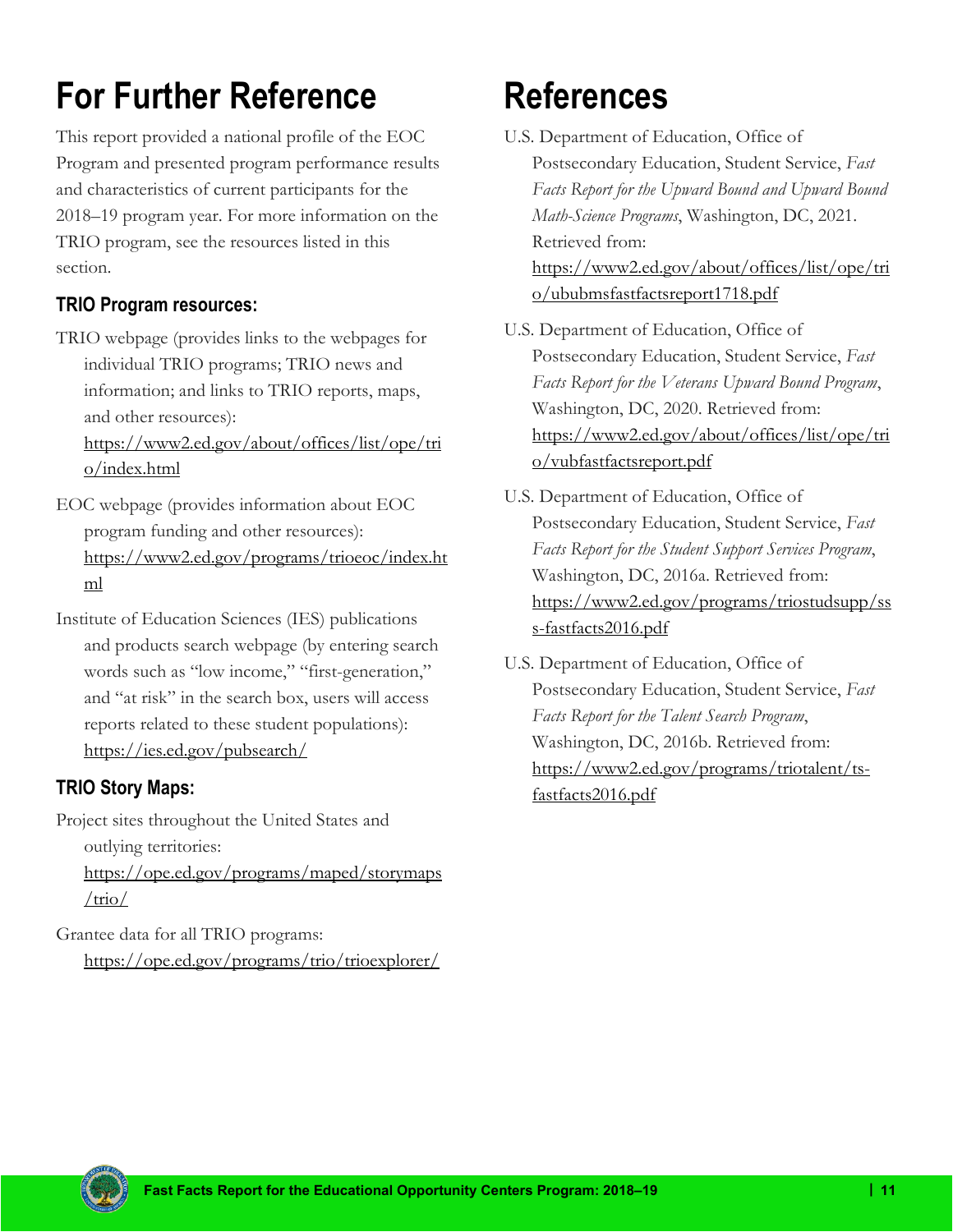# For Further Reference

This report provided a national profile of the EOC Program and presented program performance results and characteristics of current participants for the 2018–19 program year. For more information on the TRIO program, see the resources listed in this section.

### TRIO Program resources:

TRIO webpage (provides links to the webpages for individual TRIO programs; TRIO news and information; and links to TRIO reports, maps, and other resources): https://www2.ed.gov/about/offices/list/ope/trio/index.html

EOC webpage (provides information about EOC program funding and other resources): https://www2.ed.gov/programs/trioeoc/index.html

Institute of Education Sciences (IES) publications and products search webpage (by entering search words such as "low income," "first-generation," and "at risk" in the search box, users will access reports related to these student populations): https://ies.ed.gov/pubsearch/

### TRIO Story Maps:

Project sites throughout the United States and outlying territories: https://ope.ed.gov/programs/maped/storymaps/trio/

Grantee data for all TRIO programs: https://ope.ed.gov/programs/trio/trioexplorer/

# References

U.S. Department of Education, Office of Postsecondary Education, Student Service, *Fast Facts Report for the Upward Bound and Upward Bound Math-Science Programs*, Washington, DC, 2021. Retrieved from: https://www2.ed.gov/about/offices/list/ope/trio/ububmsfastfactsreport1718.pdf

U.S. Department of Education, Office of Postsecondary Education, Student Service, *Fast Facts Report for the Veterans Upward Bound Program*, Washington, DC, 2020. Retrieved from: https://www2.ed.gov/about/offices/list/ope/trio/vubfastfactsreport.pdf

U.S. Department of Education, Office of Postsecondary Education, Student Service, *Fast Facts Report for the Student Support Services Program*, Washington, DC, 2016a. Retrieved from: https://www2.ed.gov/programs/triostudsupp/sss-fastfacts2016.pdf

U.S. Department of Education, Office of Postsecondary Education, Student Service, *Fast Facts Report for the Talent Search Program*, Washington, DC, 2016b. Retrieved from: https://www2.ed.gov/programs/triotalent/ts-fastfacts2016.pdf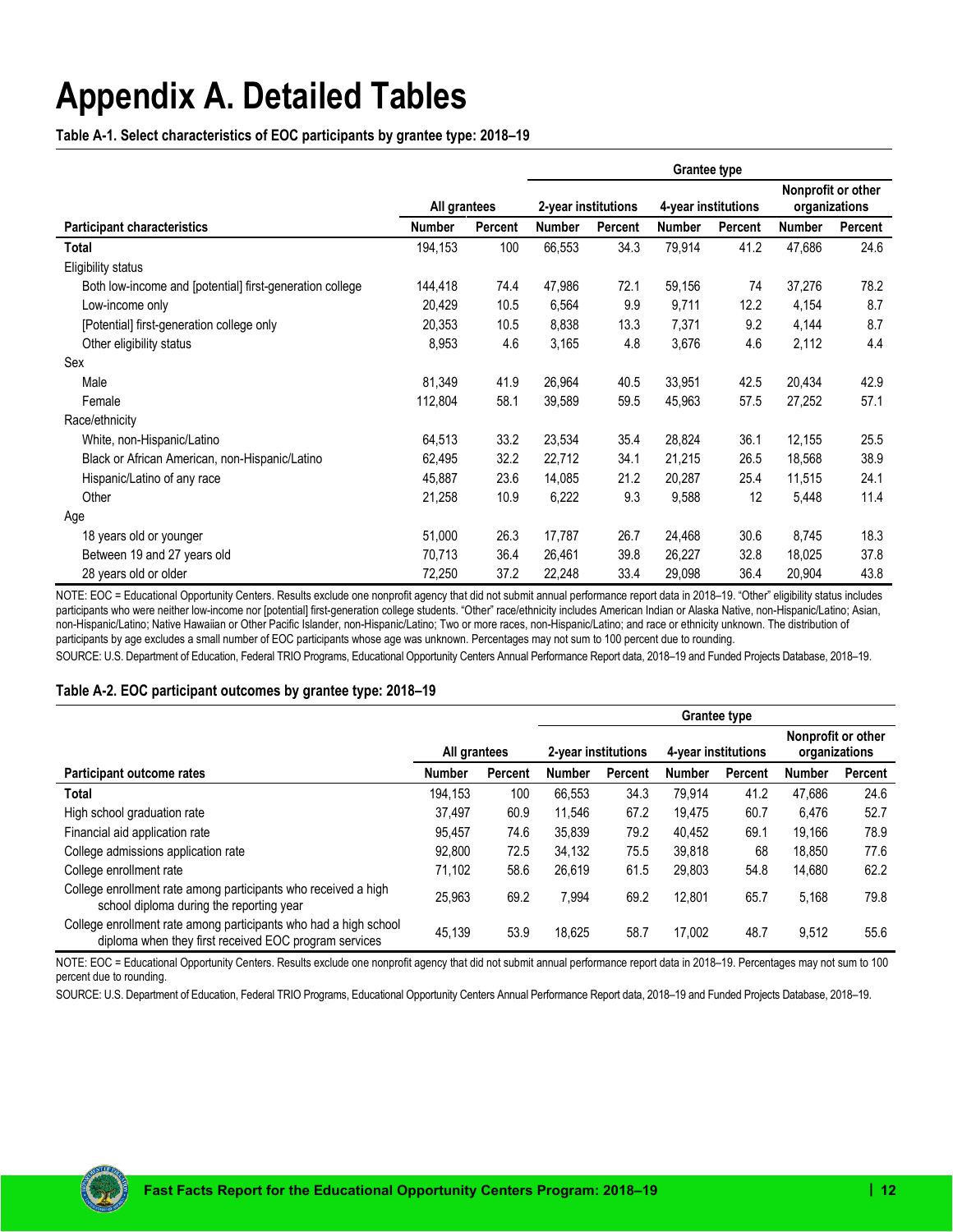# Appendix A. Detailed Tables

**Table A-1. Select characteristics of EOC participants by grantee type: 2018–19**

| | All grantees | | Grantee type | | | | | |
|---|---|---|---|---|---|---|---|---|
| | | | 2-year institutions | | 4-year institutions | | Nonprofit or other organizations | |
| **Participant characteristics** | **Number** | **Percent** | **Number** | **Percent** | **Number** | **Percent** | **Number** | **Percent** |
| **Total** | 194,153 | 100 | 66,553 | 34.3 | 79,914 | 41.2 | 47,686 | 24.6 |
| Eligibility status | | | | | | | | |
| Both low-income and [potential] first-generation college | 144,418 | 74.4 | 47,986 | 72.1 | 59,156 | 74 | 37,276 | 78.2 |
| Low-income only | 20,429 | 10.5 | 6,564 | 9.9 | 9,711 | 12.2 | 4,154 | 8.7 |
| [Potential] first-generation college only | 20,353 | 10.5 | 8,838 | 13.3 | 7,371 | 9.2 | 4,144 | 8.7 |
| Other eligibility status | 8,953 | 4.6 | 3,165 | 4.8 | 3,676 | 4.6 | 2,112 | 4.4 |
| Sex | | | | | | | | |
| Male | 81,349 | 41.9 | 26,964 | 40.5 | 33,951 | 42.5 | 20,434 | 42.9 |
| Female | 112,804 | 58.1 | 39,589 | 59.5 | 45,963 | 57.5 | 27,252 | 57.1 |
| Race/ethnicity | | | | | | | | |
| White, non-Hispanic/Latino | 64,513 | 33.2 | 23,534 | 35.4 | 28,824 | 36.1 | 12,155 | 25.5 |
| Black or African American, non-Hispanic/Latino | 62,495 | 32.2 | 22,712 | 34.1 | 21,215 | 26.5 | 18,568 | 38.9 |
| Hispanic/Latino of any race | 45,887 | 23.6 | 14,085 | 21.2 | 20,287 | 25.4 | 11,515 | 24.1 |
| Other | 21,258 | 10.9 | 6,222 | 9.3 | 9,588 | 12 | 5,448 | 11.4 |
| Age | | | | | | | | |
| 18 years old or younger | 51,000 | 26.3 | 17,787 | 26.7 | 24,468 | 30.6 | 8,745 | 18.3 |
| Between 19 and 27 years old | 70,713 | 36.4 | 26,461 | 39.8 | 26,227 | 32.8 | 18,025 | 37.8 |
| 28 years old or older | 72,250 | 37.2 | 22,248 | 33.4 | 29,098 | 36.4 | 20,904 | 43.8 |

NOTE: EOC = Educational Opportunity Centers. Results exclude one nonprofit agency that did not submit annual performance report data in 2018–19. "Other" eligibility status includes participants who were neither low-income nor [potential] first-generation college students. "Other" race/ethnicity includes American Indian or Alaska Native, non-Hispanic/Latino; Asian, non-Hispanic/Latino; Native Hawaiian or Other Pacific Islander, non-Hispanic/Latino; Two or more races, non-Hispanic/Latino; and race or ethnicity unknown. The distribution of participants by age excludes a small number of EOC participants whose age was unknown. Percentages may not sum to 100 percent due to rounding.

SOURCE: U.S. Department of Education, Federal TRIO Programs, Educational Opportunity Centers Annual Performance Report data, 2018–19 and Funded Projects Database, 2018–19.

**Table A-2. EOC participant outcomes by grantee type: 2018–19**

| | All grantees | | Grantee type | | | | | |
|---|---|---|---|---|---|---|---|---|
| | | | 2-year institutions | | 4-year institutions | | Nonprofit or other organizations | |
| **Participant outcome rates** | **Number** | **Percent** | **Number** | **Percent** | **Number** | **Percent** | **Number** | **Percent** |
| **Total** | 194,153 | 100 | 66,553 | 34.3 | 79,914 | 41.2 | 47,686 | 24.6 |
| High school graduation rate | 37,497 | 60.9 | 11,546 | 67.2 | 19,475 | 60.7 | 6,476 | 52.7 |
| Financial aid application rate | 95,457 | 74.6 | 35,839 | 79.2 | 40,452 | 69.1 | 19,166 | 78.9 |
| College admissions application rate | 92,800 | 72.5 | 34,132 | 75.5 | 39,818 | 68 | 18,850 | 77.6 |
| College enrollment rate | 71,102 | 58.6 | 26,619 | 61.5 | 29,803 | 54.8 | 14,680 | 62.2 |
| College enrollment rate among participants who received a high school diploma during the reporting year | 25,963 | 69.2 | 7,994 | 69.2 | 12,801 | 65.7 | 5,168 | 79.8 |
| College enrollment rate among participants who had a high school diploma when they first received EOC program services | 45,139 | 53.9 | 18,625 | 58.7 | 17,002 | 48.7 | 9,512 | 55.6 |

NOTE: EOC = Educational Opportunity Centers. Results exclude one nonprofit agency that did not submit annual performance report data in 2018–19. Percentages may not sum to 100 percent due to rounding.

SOURCE: U.S. Department of Education, Federal TRIO Programs, Educational Opportunity Centers Annual Performance Report data, 2018–19 and Funded Projects Database, 2018–19.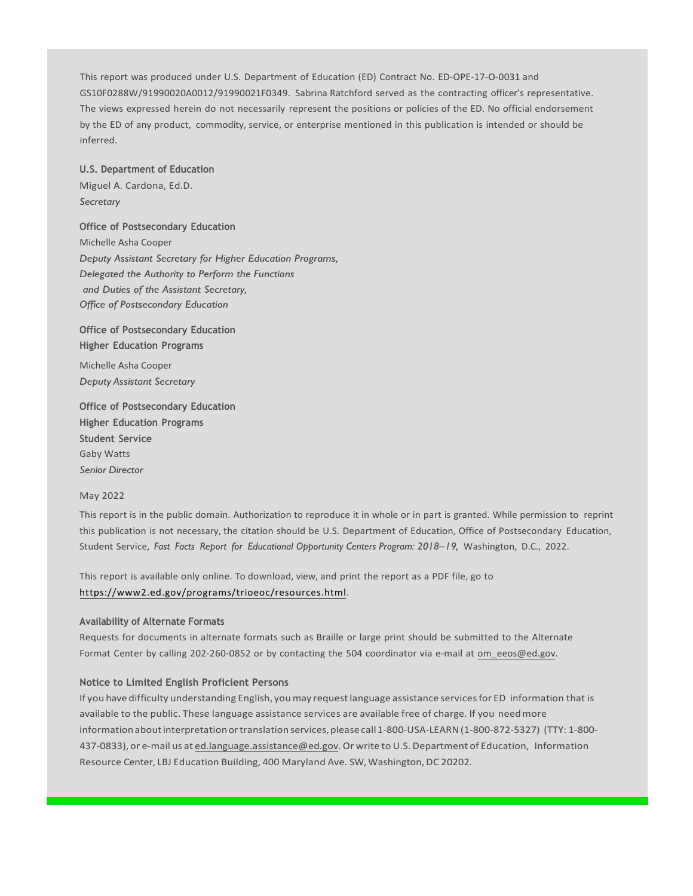This report was produced under U.S. Department of Education (ED) Contract No. ED-OPE-17-O-0031 and GS10F0288W/91990020A0012/91990021F0349. Sabrina Ratchford served as the contracting officer's representative. The views expressed herein do not necessarily represent the positions or policies of the ED. No official endorsement by the ED of any product, commodity, service, or enterprise mentioned in this publication is intended or should be inferred.

**U.S. Department of Education**
Miguel A. Cardona, Ed.D.
*Secretary*

**Office of Postsecondary Education**
Michelle Asha Cooper
*Deputy Assistant Secretary for Higher Education Programs,*
*Delegated the Authority to Perform the Functions*
*and Duties of the Assistant Secretary,*
*Office of Postsecondary Education*

**Office of Postsecondary Education**
**Higher Education Programs**
Michelle Asha Cooper
*Deputy Assistant Secretary*

**Office of Postsecondary Education**
**Higher Education Programs**
**Student Service**
Gaby Watts
*Senior Director*

May 2022

This report is in the public domain. Authorization to reproduce it in whole or in part is granted. While permission to reprint this publication is not necessary, the citation should be U.S. Department of Education, Office of Postsecondary Education, Student Service, *Fast Facts Report for Educational Opportunity Centers Program: 2018–19*, Washington, D.C., 2022.

This report is available only online. To download, view, and print the report as a PDF file, go to https://www2.ed.gov/programs/trioeoc/resources.html.

**Availability of Alternate Formats**
Requests for documents in alternate formats such as Braille or large print should be submitted to the Alternate Format Center by calling 202-260-0852 or by contacting the 504 coordinator via e-mail at om_eeos@ed.gov.

**Notice to Limited English Proficient Persons**
If you have difficulty understanding English, you may request language assistance services for ED information that is available to the public. These language assistance services are available free of charge. If you need more information about interpretation or translation services, please call 1-800-USA-LEARN (1-800-872-5327) (TTY: 1-800-437-0833), or e-mail us at ed.language.assistance@ed.gov. Or write to U.S. Department of Education, Information Resource Center, LBJ Education Building, 400 Maryland Ave. SW, Washington, DC 20202.